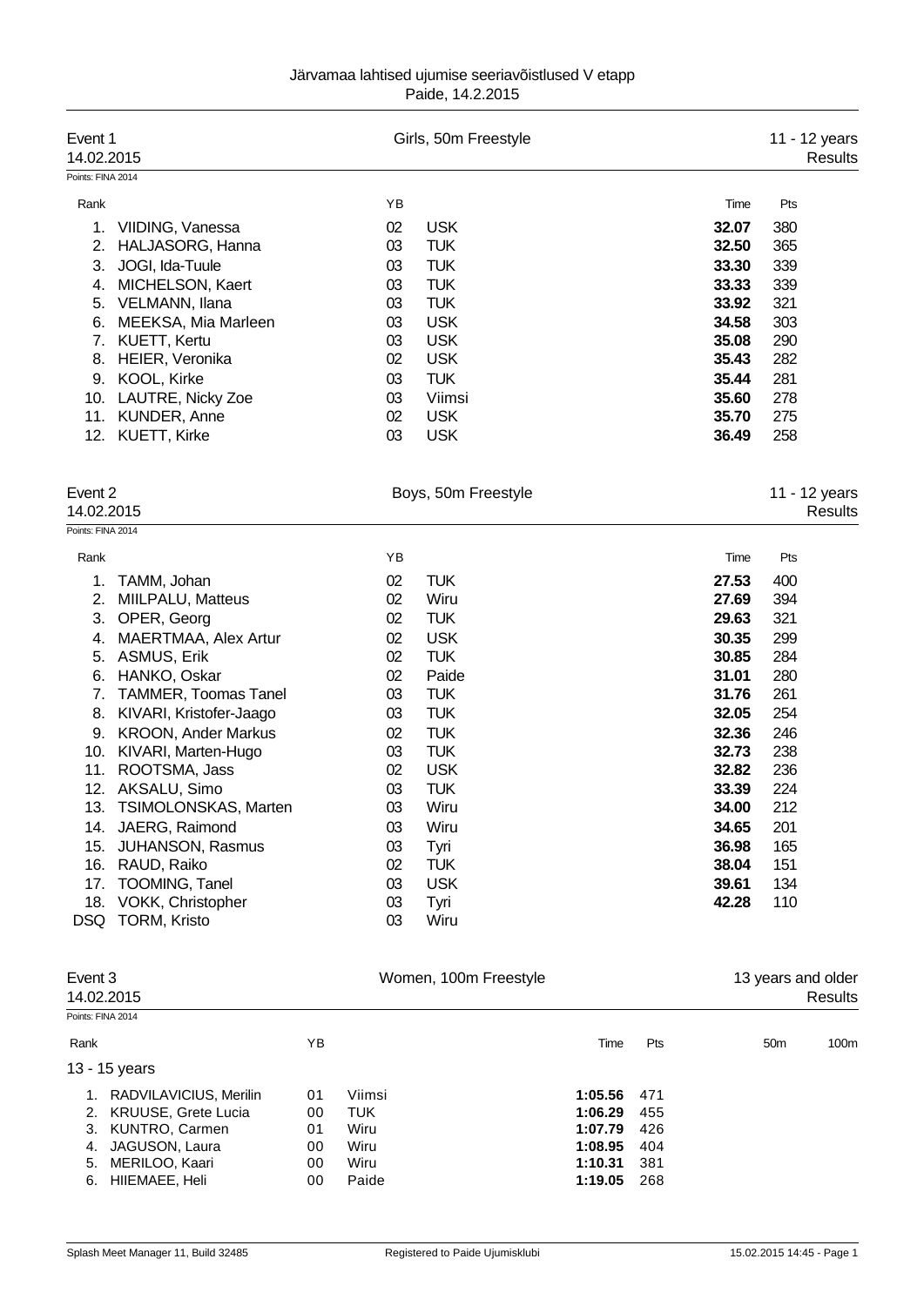Järvamaa lahtised ujumise seeriavõistlused V etapp
Paide, 14.2.2015

## Event 1 — Girls, 50m Freestyle — 11 - 12 years

14.02.2015 — Results

Points: FINA 2014

| Rank | | YB | | Time | Pts |
|---|---|---|---|---|---|
| 1. | VIIDING, Vanessa | 02 | USK | **32.07** | 380 |
| 2. | HALJASORG, Hanna | 03 | TUK | **32.50** | 365 |
| 3. | JOGI, Ida-Tuule | 03 | TUK | **33.30** | 339 |
| 4. | MICHELSON, Kaert | 03 | TUK | **33.33** | 339 |
| 5. | VELMANN, Ilana | 03 | TUK | **33.92** | 321 |
| 6. | MEEKSA, Mia Marleen | 03 | USK | **34.58** | 303 |
| 7. | KUETT, Kertu | 03 | USK | **35.08** | 290 |
| 8. | HEIER, Veronika | 02 | USK | **35.43** | 282 |
| 9. | KOOL, Kirke | 03 | TUK | **35.44** | 281 |
| 10. | LAUTRE, Nicky Zoe | 03 | Viimsi | **35.60** | 278 |
| 11. | KUNDER, Anne | 02 | USK | **35.70** | 275 |
| 12. | KUETT, Kirke | 03 | USK | **36.49** | 258 |

## Event 2 — Boys, 50m Freestyle — 11 - 12 years

14.02.2015 — Results

Points: FINA 2014

| Rank | | YB | | Time | Pts |
|---|---|---|---|---|---|
| 1. | TAMM, Johan | 02 | TUK | **27.53** | 400 |
| 2. | MIILPALU, Matteus | 02 | Wiru | **27.69** | 394 |
| 3. | OPER, Georg | 02 | TUK | **29.63** | 321 |
| 4. | MAERTMAA, Alex Artur | 02 | USK | **30.35** | 299 |
| 5. | ASMUS, Erik | 02 | TUK | **30.85** | 284 |
| 6. | HANKO, Oskar | 02 | Paide | **31.01** | 280 |
| 7. | TAMMER, Toomas Tanel | 03 | TUK | **31.76** | 261 |
| 8. | KIVARI, Kristofer-Jaago | 03 | TUK | **32.05** | 254 |
| 9. | KROON, Ander Markus | 02 | TUK | **32.36** | 246 |
| 10. | KIVARI, Marten-Hugo | 03 | TUK | **32.73** | 238 |
| 11. | ROOTSMA, Jass | 02 | USK | **32.82** | 236 |
| 12. | AKSALU, Simo | 03 | TUK | **33.39** | 224 |
| 13. | TSIMOLONSKAS, Marten | 03 | Wiru | **34.00** | 212 |
| 14. | JAERG, Raimond | 03 | Wiru | **34.65** | 201 |
| 15. | JUHANSON, Rasmus | 03 | Tyri | **36.98** | 165 |
| 16. | RAUD, Raiko | 02 | TUK | **38.04** | 151 |
| 17. | TOOMING, Tanel | 03 | USK | **39.61** | 134 |
| 18. | VOKK, Christopher | 03 | Tyri | **42.28** | 110 |
| DSQ | TORM, Kristo | 03 | Wiru | | |

## Event 3 — Women, 100m Freestyle — 13 years and older

14.02.2015 — Results

Points: FINA 2014

| Rank | | YB | | Time | Pts | 50m | 100m |
|---|---|---|---|---|---|---|---|
| **13 - 15 years** | | | | | | | |
| 1. | RADVILAVICIUS, Merilin | 01 | Viimsi | **1:05.56** | 471 | | |
| 2. | KRUUSE, Grete Lucia | 00 | TUK | **1:06.29** | 455 | | |
| 3. | KUNTRO, Carmen | 01 | Wiru | **1:07.79** | 426 | | |
| 4. | JAGUSON, Laura | 00 | Wiru | **1:08.95** | 404 | | |
| 5. | MERILOO, Kaari | 00 | Wiru | **1:10.31** | 381 | | |
| 6. | HIIEMAEE, Heli | 00 | Paide | **1:19.05** | 268 | | |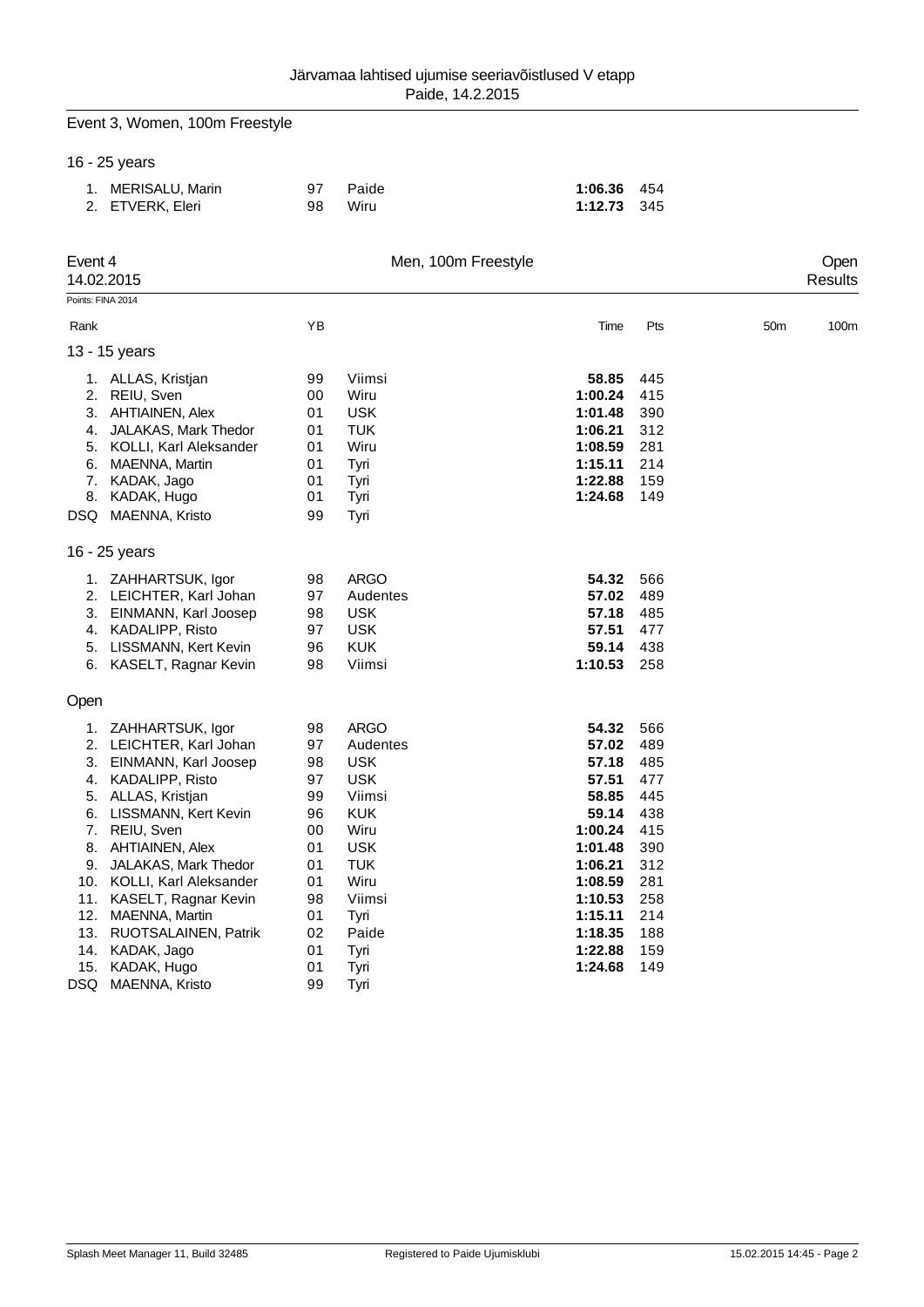Event 3, Women, 100m Freestyle

16 - 25 years

| Rank | Name | YB | Club | Time | Pts |
|---|---|---|---|---|---|
| 1. | MERISALU, Marin | 97 | Paide | **1:06.36** | 454 |
| 2. | ETVERK, Eleri | 98 | Wiru | **1:12.73** | 345 |

## Event 4 — Men, 100m Freestyle

14.02.2015 — Open Results

Points: FINA 2014

### 13 - 15 years

| Rank | Name | YB | Club | Time | Pts | 50m | 100m |
|---|---|---|---|---|---|---|---|
| 1. | ALLAS, Kristjan | 99 | Viimsi | **58.85** | 445 | | |
| 2. | REIU, Sven | 00 | Wiru | **1:00.24** | 415 | | |
| 3. | AHTIAINEN, Alex | 01 | USK | **1:01.48** | 390 | | |
| 4. | JALAKAS, Mark Thedor | 01 | TUK | **1:06.21** | 312 | | |
| 5. | KOLLI, Karl Aleksander | 01 | Wiru | **1:08.59** | 281 | | |
| 6. | MAENNA, Martin | 01 | Tyri | **1:15.11** | 214 | | |
| 7. | KADAK, Jago | 01 | Tyri | **1:22.88** | 159 | | |
| 8. | KADAK, Hugo | 01 | Tyri | **1:24.68** | 149 | | |
| DSQ | MAENNA, Kristo | 99 | Tyri | | | | |

### 16 - 25 years

| Rank | Name | YB | Club | Time | Pts | 50m | 100m |
|---|---|---|---|---|---|---|---|
| 1. | ZAHHARTSUK, Igor | 98 | ARGO | **54.32** | 566 | | |
| 2. | LEICHTER, Karl Johan | 97 | Audentes | **57.02** | 489 | | |
| 3. | EINMANN, Karl Joosep | 98 | USK | **57.18** | 485 | | |
| 4. | KADALIPP, Risto | 97 | USK | **57.51** | 477 | | |
| 5. | LISSMANN, Kert Kevin | 96 | KUK | **59.14** | 438 | | |
| 6. | KASELT, Ragnar Kevin | 98 | Viimsi | **1:10.53** | 258 | | |

### Open

| Rank | Name | YB | Club | Time | Pts | 50m | 100m |
|---|---|---|---|---|---|---|---|
| 1. | ZAHHARTSUK, Igor | 98 | ARGO | **54.32** | 566 | | |
| 2. | LEICHTER, Karl Johan | 97 | Audentes | **57.02** | 489 | | |
| 3. | EINMANN, Karl Joosep | 98 | USK | **57.18** | 485 | | |
| 4. | KADALIPP, Risto | 97 | USK | **57.51** | 477 | | |
| 5. | ALLAS, Kristjan | 99 | Viimsi | **58.85** | 445 | | |
| 6. | LISSMANN, Kert Kevin | 96 | KUK | **59.14** | 438 | | |
| 7. | REIU, Sven | 00 | Wiru | **1:00.24** | 415 | | |
| 8. | AHTIAINEN, Alex | 01 | USK | **1:01.48** | 390 | | |
| 9. | JALAKAS, Mark Thedor | 01 | TUK | **1:06.21** | 312 | | |
| 10. | KOLLI, Karl Aleksander | 01 | Wiru | **1:08.59** | 281 | | |
| 11. | KASELT, Ragnar Kevin | 98 | Viimsi | **1:10.53** | 258 | | |
| 12. | MAENNA, Martin | 01 | Tyri | **1:15.11** | 214 | | |
| 13. | RUOTSALAINEN, Patrik | 02 | Paide | **1:18.35** | 188 | | |
| 14. | KADAK, Jago | 01 | Tyri | **1:22.88** | 159 | | |
| 15. | KADAK, Hugo | 01 | Tyri | **1:24.68** | 149 | | |
| DSQ | MAENNA, Kristo | 99 | Tyri | | | | |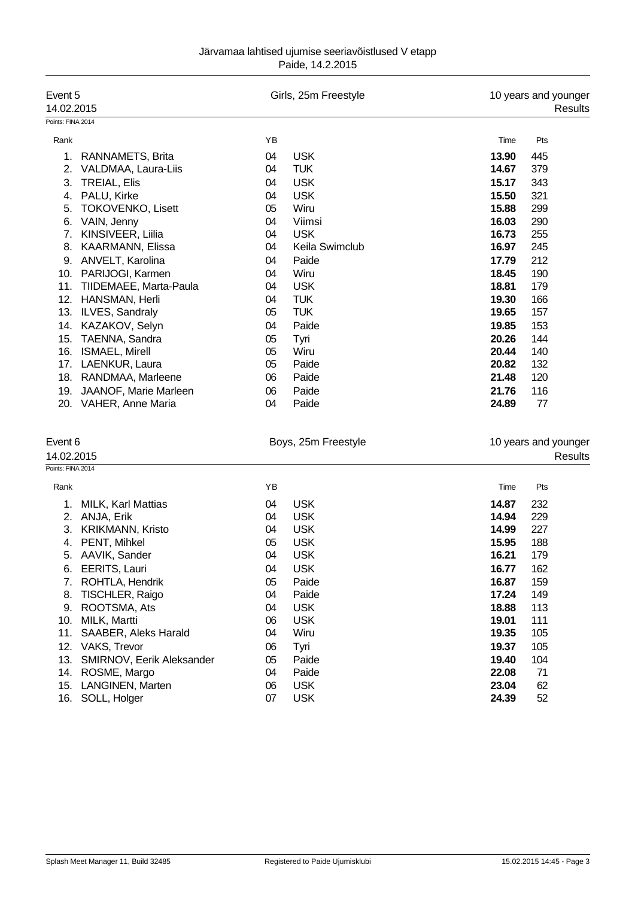Järvamaa lahtised ujumise seeriavõistlused V etapp
Paide, 14.2.2015

## Event 5 — Girls, 25m Freestyle — 10 years and younger

14.02.2015 — Results

Points: FINA 2014

| Rank | Name | YB | Club | Time | Pts |
|---|---|---|---|---|---|
| 1. | RANNAMETS, Brita | 04 | USK | **13.90** | 445 |
| 2. | VALDMAA, Laura-Liis | 04 | TUK | **14.67** | 379 |
| 3. | TREIAL, Elis | 04 | USK | **15.17** | 343 |
| 4. | PALU, Kirke | 04 | USK | **15.50** | 321 |
| 5. | TOKOVENKO, Lisett | 05 | Wiru | **15.88** | 299 |
| 6. | VAIN, Jenny | 04 | Viimsi | **16.03** | 290 |
| 7. | KINSIVEER, Liilia | 04 | USK | **16.73** | 255 |
| 8. | KAARMANN, Elissa | 04 | Keila Swimclub | **16.97** | 245 |
| 9. | ANVELT, Karolina | 04 | Paide | **17.79** | 212 |
| 10. | PARIJOGI, Karmen | 04 | Wiru | **18.45** | 190 |
| 11. | TIIDEMAEE, Marta-Paula | 04 | USK | **18.81** | 179 |
| 12. | HANSMAN, Herli | 04 | TUK | **19.30** | 166 |
| 13. | ILVES, Sandraly | 05 | TUK | **19.65** | 157 |
| 14. | KAZAKOV, Selyn | 04 | Paide | **19.85** | 153 |
| 15. | TAENNA, Sandra | 05 | Tyri | **20.26** | 144 |
| 16. | ISMAEL, Mirell | 05 | Wiru | **20.44** | 140 |
| 17. | LAENKUR, Laura | 05 | Paide | **20.82** | 132 |
| 18. | RANDMAA, Marleene | 06 | Paide | **21.48** | 120 |
| 19. | JAANOF, Marie Marleen | 06 | Paide | **21.76** | 116 |
| 20. | VAHER, Anne Maria | 04 | Paide | **24.89** | 77 |

## Event 6 — Boys, 25m Freestyle — 10 years and younger

14.02.2015 — Results

Points: FINA 2014

| Rank | Name | YB | Club | Time | Pts |
|---|---|---|---|---|---|
| 1. | MILK, Karl Mattias | 04 | USK | **14.87** | 232 |
| 2. | ANJA, Erik | 04 | USK | **14.94** | 229 |
| 3. | KRIKMANN, Kristo | 04 | USK | **14.99** | 227 |
| 4. | PENT, Mihkel | 05 | USK | **15.95** | 188 |
| 5. | AAVIK, Sander | 04 | USK | **16.21** | 179 |
| 6. | EERITS, Lauri | 04 | USK | **16.77** | 162 |
| 7. | ROHTLA, Hendrik | 05 | Paide | **16.87** | 159 |
| 8. | TISCHLER, Raigo | 04 | Paide | **17.24** | 149 |
| 9. | ROOTSMA, Ats | 04 | USK | **18.88** | 113 |
| 10. | MILK, Martti | 06 | USK | **19.01** | 111 |
| 11. | SAABER, Aleks Harald | 04 | Wiru | **19.35** | 105 |
| 12. | VAKS, Trevor | 06 | Tyri | **19.37** | 105 |
| 13. | SMIRNOV, Eerik Aleksander | 05 | Paide | **19.40** | 104 |
| 14. | ROSME, Margo | 04 | Paide | **22.08** | 71 |
| 15. | LANGINEN, Marten | 06 | USK | **23.04** | 62 |
| 16. | SOLL, Holger | 07 | USK | **24.39** | 52 |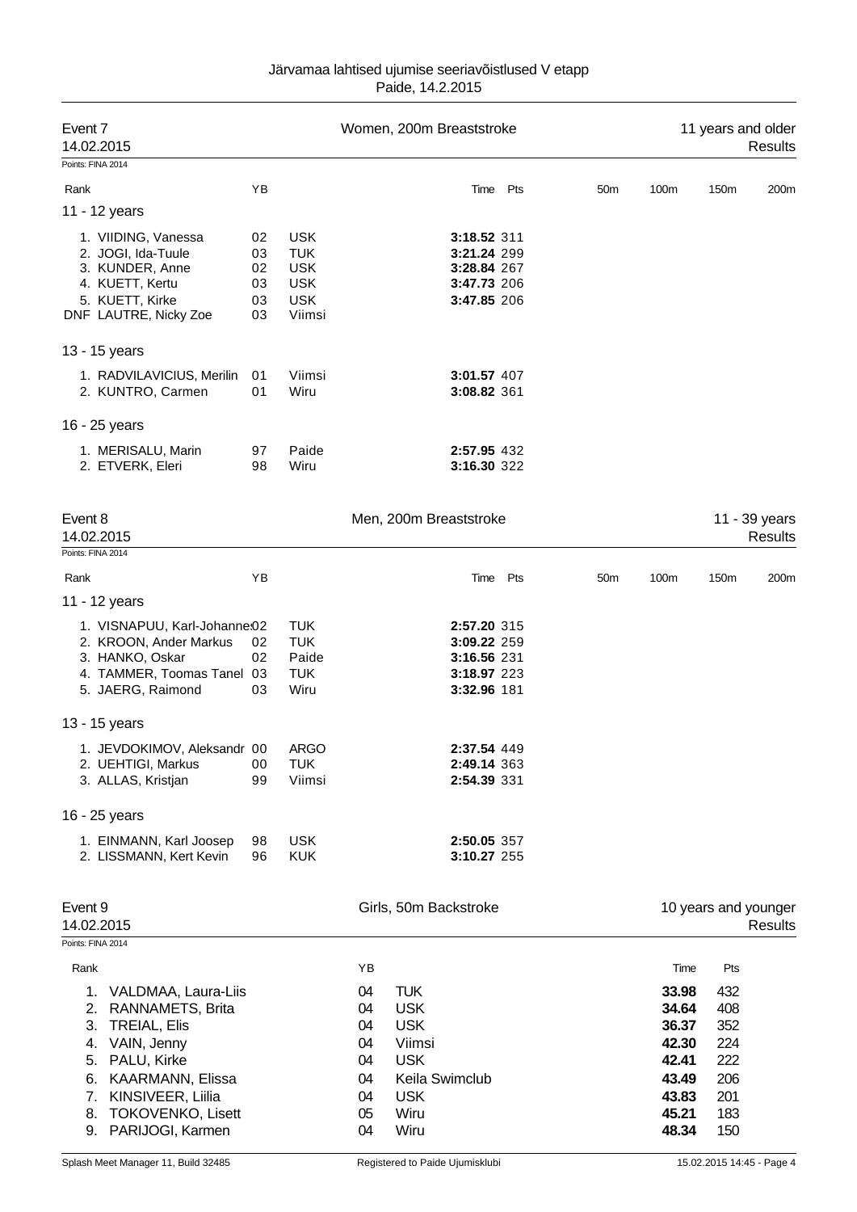Järvamaa lahtised ujumise seeriavõistlused V etapp
Paide, 14.2.2015

## Event 7 — Women, 200m Breaststroke — 11 years and older

14.02.2015 — Results

Points: FINA 2014

| Rank | | YB | | Time | Pts | 50m | 100m | 150m | 200m |
|---|---|---|---|---|---|---|---|---|---|
| **11 - 12 years** | | | | | | | | | |
| 1. | VIIDING, Vanessa | 02 | USK | **3:18.52** | 311 | | | | |
| 2. | JOGI, Ida-Tuule | 03 | TUK | **3:21.24** | 299 | | | | |
| 3. | KUNDER, Anne | 02 | USK | **3:28.84** | 267 | | | | |
| 4. | KUETT, Kertu | 03 | USK | **3:47.73** | 206 | | | | |
| 5. | KUETT, Kirke | 03 | USK | **3:47.85** | 206 | | | | |
| DNF | LAUTRE, Nicky Zoe | 03 | Viimsi | | | | | | |
| **13 - 15 years** | | | | | | | | | |
| 1. | RADVILAVICIUS, Merilin | 01 | Viimsi | **3:01.57** | 407 | | | | |
| 2. | KUNTRO, Carmen | 01 | Wiru | **3:08.82** | 361 | | | | |
| **16 - 25 years** | | | | | | | | | |
| 1. | MERISALU, Marin | 97 | Paide | **2:57.95** | 432 | | | | |
| 2. | ETVERK, Eleri | 98 | Wiru | **3:16.30** | 322 | | | | |

## Event 8 — Men, 200m Breaststroke — 11 - 39 years

14.02.2015 — Results

Points: FINA 2014

| Rank | | YB | | Time | Pts | 50m | 100m | 150m | 200m |
|---|---|---|---|---|---|---|---|---|---|
| **11 - 12 years** | | | | | | | | | |
| 1. | VISNAPUU, Karl-Johannes | 02 | TUK | **2:57.20** | 315 | | | | |
| 2. | KROON, Ander Markus | 02 | TUK | **3:09.22** | 259 | | | | |
| 3. | HANKO, Oskar | 02 | Paide | **3:16.56** | 231 | | | | |
| 4. | TAMMER, Toomas Tanel | 03 | TUK | **3:18.97** | 223 | | | | |
| 5. | JAERG, Raimond | 03 | Wiru | **3:32.96** | 181 | | | | |
| **13 - 15 years** | | | | | | | | | |
| 1. | JEVDOKIMOV, Aleksandr | 00 | ARGO | **2:37.54** | 449 | | | | |
| 2. | UEHTIGI, Markus | 00 | TUK | **2:49.14** | 363 | | | | |
| 3. | ALLAS, Kristjan | 99 | Viimsi | **2:54.39** | 331 | | | | |
| **16 - 25 years** | | | | | | | | | |
| 1. | EINMANN, Karl Joosep | 98 | USK | **2:50.05** | 357 | | | | |
| 2. | LISSMANN, Kert Kevin | 96 | KUK | **3:10.27** | 255 | | | | |

## Event 9 — Girls, 50m Backstroke — 10 years and younger

14.02.2015 — Results

Points: FINA 2014

| Rank | | YB | | Time | Pts |
|---|---|---|---|---|---|
| 1. | VALDMAA, Laura-Liis | 04 | TUK | **33.98** | 432 |
| 2. | RANNAMETS, Brita | 04 | USK | **34.64** | 408 |
| 3. | TREIAL, Elis | 04 | USK | **36.37** | 352 |
| 4. | VAIN, Jenny | 04 | Viimsi | **42.30** | 224 |
| 5. | PALU, Kirke | 04 | USK | **42.41** | 222 |
| 6. | KAARMANN, Elissa | 04 | Keila Swimclub | **43.49** | 206 |
| 7. | KINSIVEER, Liilia | 04 | USK | **43.83** | 201 |
| 8. | TOKOVENKO, Lisett | 05 | Wiru | **45.21** | 183 |
| 9. | PARIJOGI, Karmen | 04 | Wiru | **48.34** | 150 |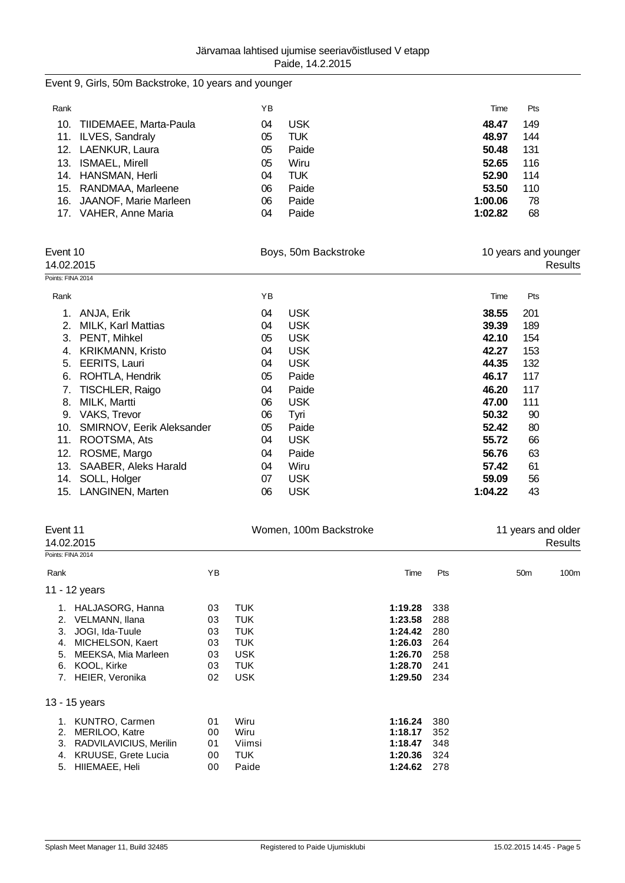Event 9, Girls, 50m Backstroke, 10 years and younger

| Rank | | YB | | Time | Pts |
|---|---|---|---|---|---|
| 10. | TIIDEMAEE, Marta-Paula | 04 | USK | **48.47** | 149 |
| 11. | ILVES, Sandraly | 05 | TUK | **48.97** | 144 |
| 12. | LAENKUR, Laura | 05 | Paide | **50.48** | 131 |
| 13. | ISMAEL, Mirell | 05 | Wiru | **52.65** | 116 |
| 14. | HANSMAN, Herli | 04 | TUK | **52.90** | 114 |
| 15. | RANDMAA, Marleene | 06 | Paide | **53.50** | 110 |
| 16. | JAANOF, Marie Marleen | 06 | Paide | **1:00.06** | 78 |
| 17. | VAHER, Anne Maria | 04 | Paide | **1:02.82** | 68 |

## Event 10 — Boys, 50m Backstroke — 10 years and younger

14.02.2015 — Results

Points: FINA 2014

| Rank | | YB | | Time | Pts |
|---|---|---|---|---|---|
| 1. | ANJA, Erik | 04 | USK | **38.55** | 201 |
| 2. | MILK, Karl Mattias | 04 | USK | **39.39** | 189 |
| 3. | PENT, Mihkel | 05 | USK | **42.10** | 154 |
| 4. | KRIKMANN, Kristo | 04 | USK | **42.27** | 153 |
| 5. | EERITS, Lauri | 04 | USK | **44.35** | 132 |
| 6. | ROHTLA, Hendrik | 05 | Paide | **46.17** | 117 |
| 7. | TISCHLER, Raigo | 04 | Paide | **46.20** | 117 |
| 8. | MILK, Martti | 06 | USK | **47.00** | 111 |
| 9. | VAKS, Trevor | 06 | Tyri | **50.32** | 90 |
| 10. | SMIRNOV, Eerik Aleksander | 05 | Paide | **52.42** | 80 |
| 11. | ROOTSMA, Ats | 04 | USK | **55.72** | 66 |
| 12. | ROSME, Margo | 04 | Paide | **56.76** | 63 |
| 13. | SAABER, Aleks Harald | 04 | Wiru | **57.42** | 61 |
| 14. | SOLL, Holger | 07 | USK | **59.09** | 56 |
| 15. | LANGINEN, Marten | 06 | USK | **1:04.22** | 43 |

## Event 11 — Women, 100m Backstroke — 11 years and older

14.02.2015 — Results

Points: FINA 2014

| Rank | | YB | | Time | Pts | 50m | 100m |
|---|---|---|---|---|---|---|---|
| **11 - 12 years** | | | | | | | |
| 1. | HALJASORG, Hanna | 03 | TUK | **1:19.28** | 338 | | |
| 2. | VELMANN, Ilana | 03 | TUK | **1:23.58** | 288 | | |
| 3. | JOGI, Ida-Tuule | 03 | TUK | **1:24.42** | 280 | | |
| 4. | MICHELSON, Kaert | 03 | TUK | **1:26.03** | 264 | | |
| 5. | MEEKSA, Mia Marleen | 03 | USK | **1:26.70** | 258 | | |
| 6. | KOOL, Kirke | 03 | TUK | **1:28.70** | 241 | | |
| 7. | HEIER, Veronika | 02 | USK | **1:29.50** | 234 | | |
| **13 - 15 years** | | | | | | | |
| 1. | KUNTRO, Carmen | 01 | Wiru | **1:16.24** | 380 | | |
| 2. | MERILOO, Katre | 00 | Wiru | **1:18.17** | 352 | | |
| 3. | RADVILAVICIUS, Merilin | 01 | Viimsi | **1:18.47** | 348 | | |
| 4. | KRUUSE, Grete Lucia | 00 | TUK | **1:20.36** | 324 | | |
| 5. | HIIEMAEE, Heli | 00 | Paide | **1:24.62** | 278 | | |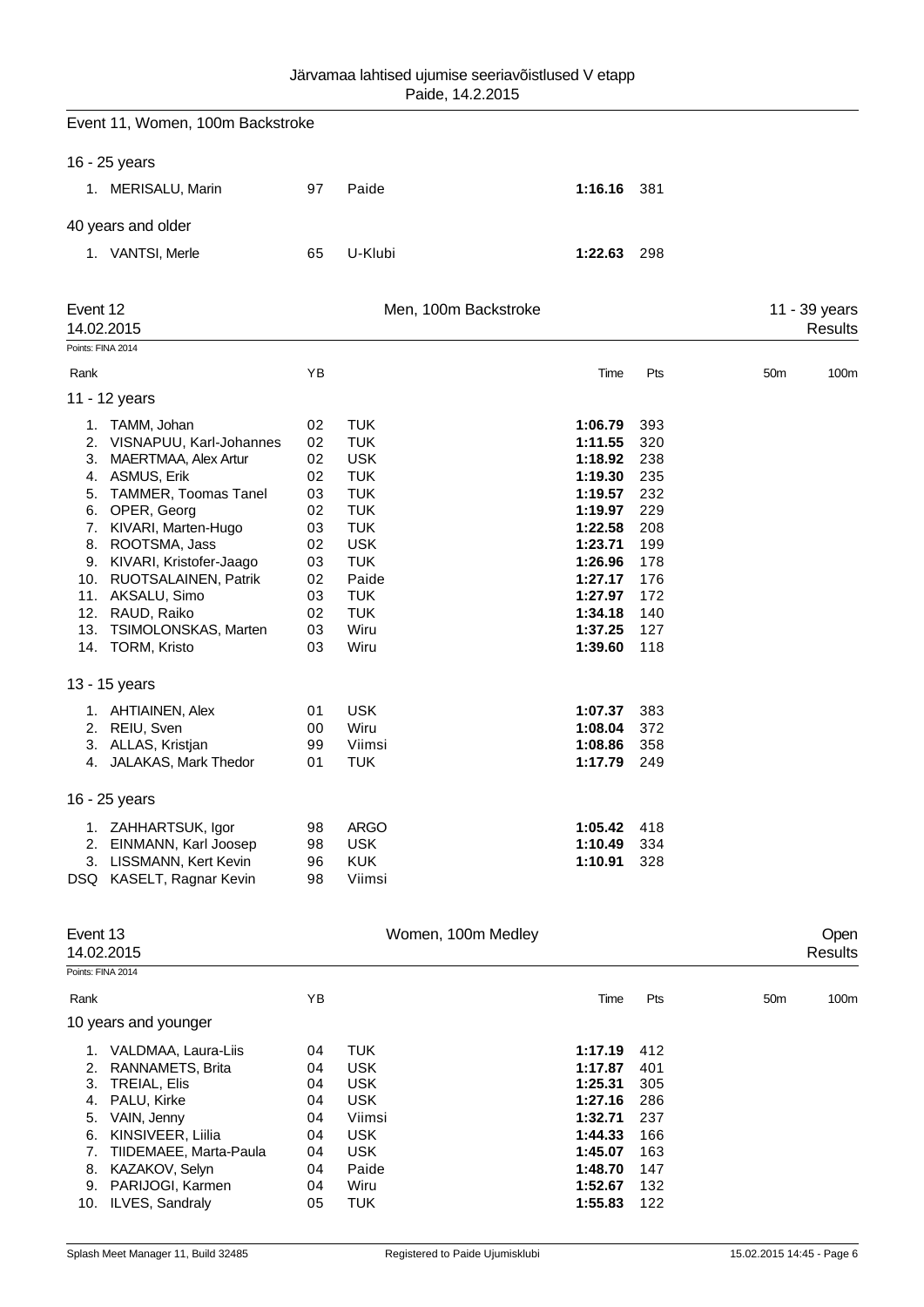Event 11, Women, 100m Backstroke

16 - 25 years

| Rank | Name | YB | Club | Time | Pts |
|---|---|---|---|---|---|
| 1. | MERISALU, Marin | 97 | Paide | **1:16.16** | 381 |

40 years and older

| Rank | Name | YB | Club | Time | Pts |
|---|---|---|---|---|---|
| 1. | VANTSI, Merle | 65 | U-Klubi | **1:22.63** | 298 |

## Event 12 — Men, 100m Backstroke — 11 - 39 years

14.02.2015 — Results

Points: FINA 2014

| Rank | Name | YB | Club | Time | Pts | 50m | 100m |
|---|---|---|---|---|---|---|---|
| **11 - 12 years** | | | | | | | |
| 1. | TAMM, Johan | 02 | TUK | **1:06.79** | 393 | | |
| 2. | VISNAPUU, Karl-Johannes | 02 | TUK | **1:11.55** | 320 | | |
| 3. | MAERTMAA, Alex Artur | 02 | USK | **1:18.92** | 238 | | |
| 4. | ASMUS, Erik | 02 | TUK | **1:19.30** | 235 | | |
| 5. | TAMMER, Toomas Tanel | 03 | TUK | **1:19.57** | 232 | | |
| 6. | OPER, Georg | 02 | TUK | **1:19.97** | 229 | | |
| 7. | KIVARI, Marten-Hugo | 03 | TUK | **1:22.58** | 208 | | |
| 8. | ROOTSMA, Jass | 02 | USK | **1:23.71** | 199 | | |
| 9. | KIVARI, Kristofer-Jaago | 03 | TUK | **1:26.96** | 178 | | |
| 10. | RUOTSALAINEN, Patrik | 02 | Paide | **1:27.17** | 176 | | |
| 11. | AKSALU, Simo | 03 | TUK | **1:27.97** | 172 | | |
| 12. | RAUD, Raiko | 02 | TUK | **1:34.18** | 140 | | |
| 13. | TSIMOLONSKAS, Marten | 03 | Wiru | **1:37.25** | 127 | | |
| 14. | TORM, Kristo | 03 | Wiru | **1:39.60** | 118 | | |
| **13 - 15 years** | | | | | | | |
| 1. | AHTIAINEN, Alex | 01 | USK | **1:07.37** | 383 | | |
| 2. | REIU, Sven | 00 | Wiru | **1:08.04** | 372 | | |
| 3. | ALLAS, Kristjan | 99 | Viimsi | **1:08.86** | 358 | | |
| 4. | JALAKAS, Mark Thedor | 01 | TUK | **1:17.79** | 249 | | |
| **16 - 25 years** | | | | | | | |
| 1. | ZAHHARTSUK, Igor | 98 | ARGO | **1:05.42** | 418 | | |
| 2. | EINMANN, Karl Joosep | 98 | USK | **1:10.49** | 334 | | |
| 3. | LISSMANN, Kert Kevin | 96 | KUK | **1:10.91** | 328 | | |
| DSQ | KASELT, Ragnar Kevin | 98 | Viimsi | | | | |

## Event 13 — Women, 100m Medley — Open

14.02.2015 — Results

Points: FINA 2014

| Rank | Name | YB | Club | Time | Pts | 50m | 100m |
|---|---|---|---|---|---|---|---|
| **10 years and younger** | | | | | | | |
| 1. | VALDMAA, Laura-Liis | 04 | TUK | **1:17.19** | 412 | | |
| 2. | RANNAMETS, Brita | 04 | USK | **1:17.87** | 401 | | |
| 3. | TREIAL, Elis | 04 | USK | **1:25.31** | 305 | | |
| 4. | PALU, Kirke | 04 | USK | **1:27.16** | 286 | | |
| 5. | VAIN, Jenny | 04 | Viimsi | **1:32.71** | 237 | | |
| 6. | KINSIVEER, Liilia | 04 | USK | **1:44.33** | 166 | | |
| 7. | TIIDEMAEE, Marta-Paula | 04 | USK | **1:45.07** | 163 | | |
| 8. | KAZAKOV, Selyn | 04 | Paide | **1:48.70** | 147 | | |
| 9. | PARIJOGI, Karmen | 04 | Wiru | **1:52.67** | 132 | | |
| 10. | ILVES, Sandraly | 05 | TUK | **1:55.83** | 122 | | |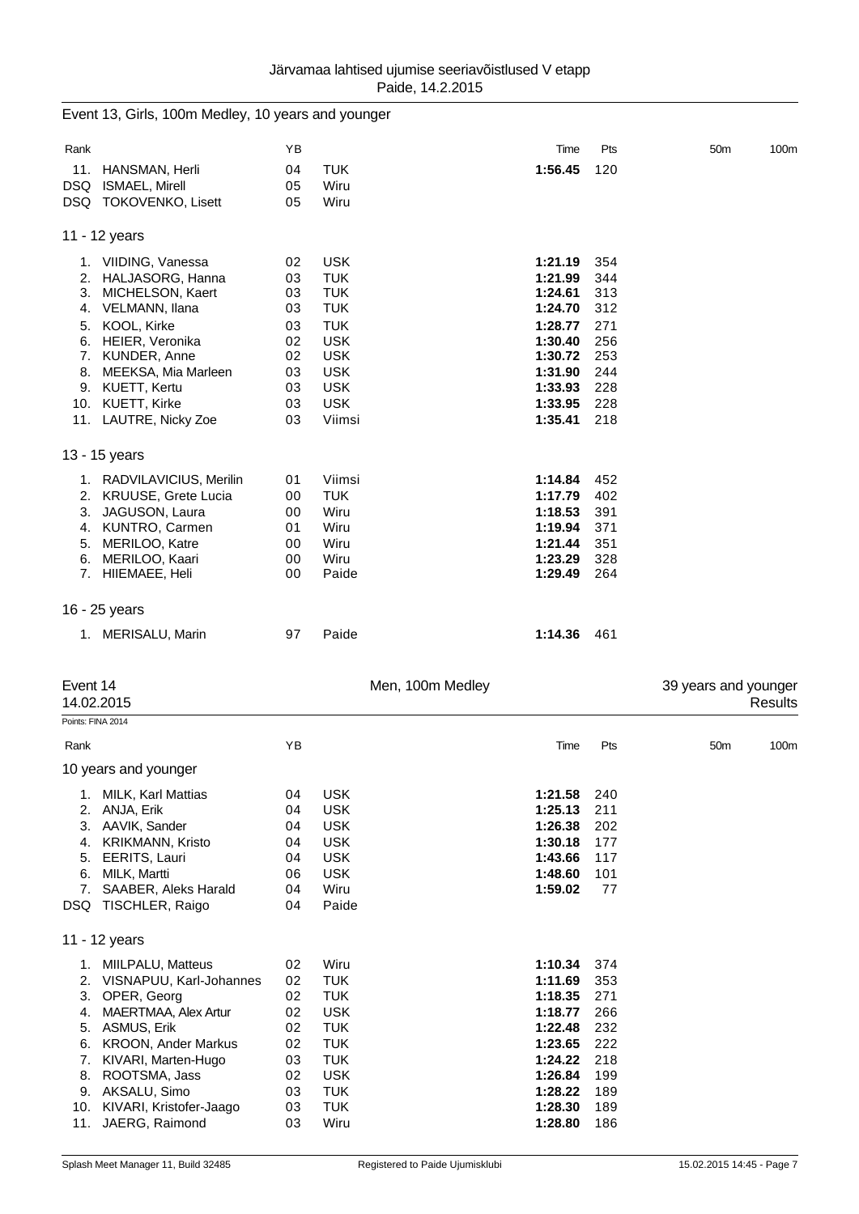Järvamaa lahtised ujumise seeriavõistlused V etapp
Paide, 14.2.2015

## Event 13, Girls, 100m Medley, 10 years and younger

| Rank | | YB | | Time | Pts | 50m | 100m |
|---|---|---|---|---|---|---|---|
| 11. | HANSMAN, Herli | 04 | TUK | **1:56.45** | 120 | | |
| DSQ | ISMAEL, Mirell | 05 | Wiru | | | | |
| DSQ | TOKOVENKO, Lisett | 05 | Wiru | | | | |

### 11 - 12 years

| Rank | | YB | | Time | Pts | 50m | 100m |
|---|---|---|---|---|---|---|---|
| 1. | VIIDING, Vanessa | 02 | USK | **1:21.19** | 354 | | |
| 2. | HALJASORG, Hanna | 03 | TUK | **1:21.99** | 344 | | |
| 3. | MICHELSON, Kaert | 03 | TUK | **1:24.61** | 313 | | |
| 4. | VELMANN, Ilana | 03 | TUK | **1:24.70** | 312 | | |
| 5. | KOOL, Kirke | 03 | TUK | **1:28.77** | 271 | | |
| 6. | HEIER, Veronika | 02 | USK | **1:30.40** | 256 | | |
| 7. | KUNDER, Anne | 02 | USK | **1:30.72** | 253 | | |
| 8. | MEEKSA, Mia Marleen | 03 | USK | **1:31.90** | 244 | | |
| 9. | KUETT, Kertu | 03 | USK | **1:33.93** | 228 | | |
| 10. | KUETT, Kirke | 03 | USK | **1:33.95** | 228 | | |
| 11. | LAUTRE, Nicky Zoe | 03 | Viimsi | **1:35.41** | 218 | | |

### 13 - 15 years

| Rank | | YB | | Time | Pts | 50m | 100m |
|---|---|---|---|---|---|---|---|
| 1. | RADVILAVICIUS, Merilin | 01 | Viimsi | **1:14.84** | 452 | | |
| 2. | KRUUSE, Grete Lucia | 00 | TUK | **1:17.79** | 402 | | |
| 3. | JAGUSON, Laura | 00 | Wiru | **1:18.53** | 391 | | |
| 4. | KUNTRO, Carmen | 01 | Wiru | **1:19.94** | 371 | | |
| 5. | MERILOO, Katre | 00 | Wiru | **1:21.44** | 351 | | |
| 6. | MERILOO, Kaari | 00 | Wiru | **1:23.29** | 328 | | |
| 7. | HIIEMAEE, Heli | 00 | Paide | **1:29.49** | 264 | | |

### 16 - 25 years

| Rank | | YB | | Time | Pts | 50m | 100m |
|---|---|---|---|---|---|---|---|
| 1. | MERISALU, Marin | 97 | Paide | **1:14.36** | 461 | | |

## Event 14 — Men, 100m Medley — 39 years and younger

14.02.2015 — Results

Points: FINA 2014

### 10 years and younger

| Rank | | YB | | Time | Pts | 50m | 100m |
|---|---|---|---|---|---|---|---|
| 1. | MILK, Karl Mattias | 04 | USK | **1:21.58** | 240 | | |
| 2. | ANJA, Erik | 04 | USK | **1:25.13** | 211 | | |
| 3. | AAVIK, Sander | 04 | USK | **1:26.38** | 202 | | |
| 4. | KRIKMANN, Kristo | 04 | USK | **1:30.18** | 177 | | |
| 5. | EERITS, Lauri | 04 | USK | **1:43.66** | 117 | | |
| 6. | MILK, Martti | 06 | USK | **1:48.60** | 101 | | |
| 7. | SAABER, Aleks Harald | 04 | Wiru | **1:59.02** | 77 | | |
| DSQ | TISCHLER, Raigo | 04 | Paide | | | | |

### 11 - 12 years

| Rank | | YB | | Time | Pts | 50m | 100m |
|---|---|---|---|---|---|---|---|
| 1. | MIILPALU, Matteus | 02 | Wiru | **1:10.34** | 374 | | |
| 2. | VISNAPUU, Karl-Johannes | 02 | TUK | **1:11.69** | 353 | | |
| 3. | OPER, Georg | 02 | TUK | **1:18.35** | 271 | | |
| 4. | MAERTMAA, Alex Artur | 02 | USK | **1:18.77** | 266 | | |
| 5. | ASMUS, Erik | 02 | TUK | **1:22.48** | 232 | | |
| 6. | KROON, Ander Markus | 02 | TUK | **1:23.65** | 222 | | |
| 7. | KIVARI, Marten-Hugo | 03 | TUK | **1:24.22** | 218 | | |
| 8. | ROOTSMA, Jass | 02 | USK | **1:26.84** | 199 | | |
| 9. | AKSALU, Simo | 03 | TUK | **1:28.22** | 189 | | |
| 10. | KIVARI, Kristofer-Jaago | 03 | TUK | **1:28.30** | 189 | | |
| 11. | JAERG, Raimond | 03 | Wiru | **1:28.80** | 186 | | |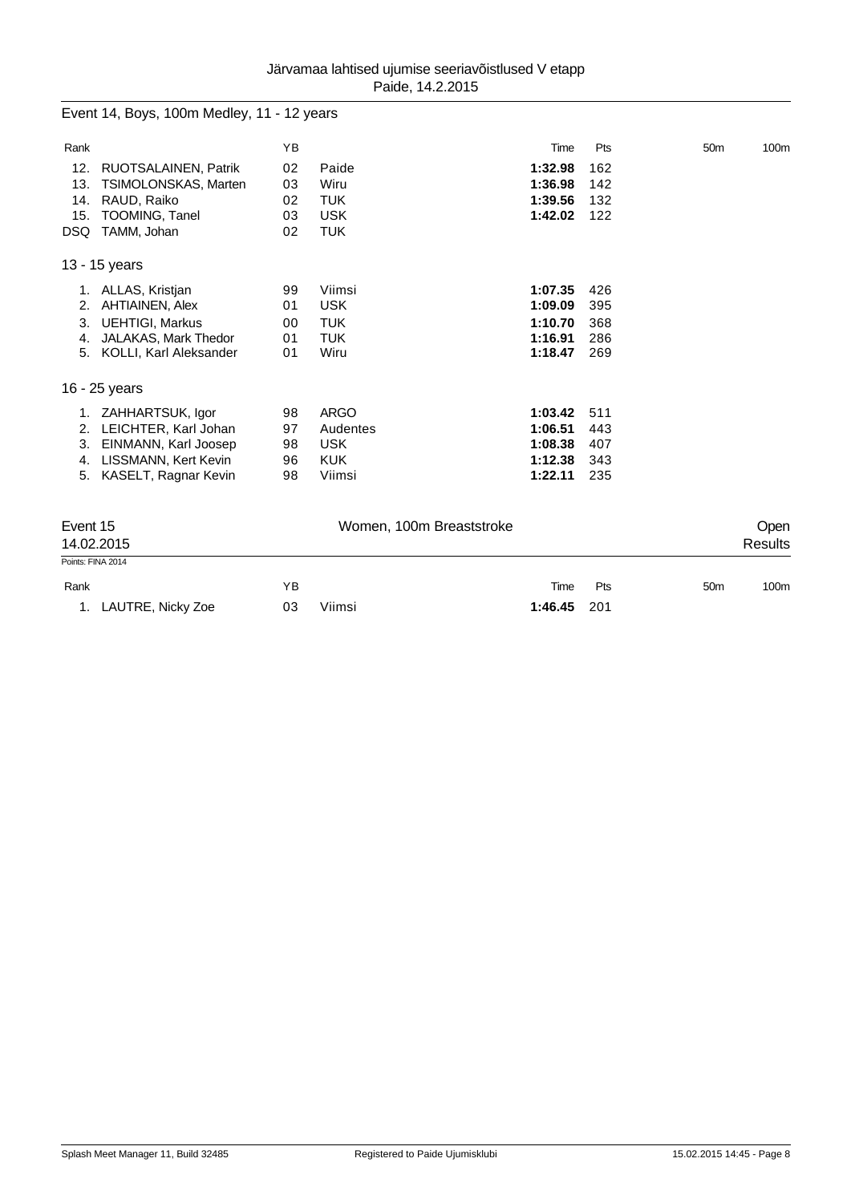Event 14, Boys, 100m Medley, 11 - 12 years

| Rank | | YB | | Time | Pts | 50m | 100m |
|---|---|---|---|---|---|---|---|
| 12. | RUOTSALAINEN, Patrik | 02 | Paide | **1:32.98** | 162 | | |
| 13. | TSIMOLONSKAS, Marten | 03 | Wiru | **1:36.98** | 142 | | |
| 14. | RAUD, Raiko | 02 | TUK | **1:39.56** | 132 | | |
| 15. | TOOMING, Tanel | 03 | USK | **1:42.02** | 122 | | |
| DSQ | TAMM, Johan | 02 | TUK | | | | |

13 - 15 years

| Rank | | YB | | Time | Pts | 50m | 100m |
|---|---|---|---|---|---|---|---|
| 1. | ALLAS, Kristjan | 99 | Viimsi | **1:07.35** | 426 | | |
| 2. | AHTIAINEN, Alex | 01 | USK | **1:09.09** | 395 | | |
| 3. | UEHTIGI, Markus | 00 | TUK | **1:10.70** | 368 | | |
| 4. | JALAKAS, Mark Thedor | 01 | TUK | **1:16.91** | 286 | | |
| 5. | KOLLI, Karl Aleksander | 01 | Wiru | **1:18.47** | 269 | | |

16 - 25 years

| Rank | | YB | | Time | Pts | 50m | 100m |
|---|---|---|---|---|---|---|---|
| 1. | ZAHHARTSUK, Igor | 98 | ARGO | **1:03.42** | 511 | | |
| 2. | LEICHTER, Karl Johan | 97 | Audentes | **1:06.51** | 443 | | |
| 3. | EINMANN, Karl Joosep | 98 | USK | **1:08.38** | 407 | | |
| 4. | LISSMANN, Kert Kevin | 96 | KUK | **1:12.38** | 343 | | |
| 5. | KASELT, Ragnar Kevin | 98 | Viimsi | **1:22.11** | 235 | | |

## Event 15 — Women, 100m Breaststroke — Open

14.02.2015 — Results

Points: FINA 2014

| Rank | | YB | | Time | Pts | 50m | 100m |
|---|---|---|---|---|---|---|---|
| 1. | LAUTRE, Nicky Zoe | 03 | Viimsi | **1:46.45** | 201 | | |